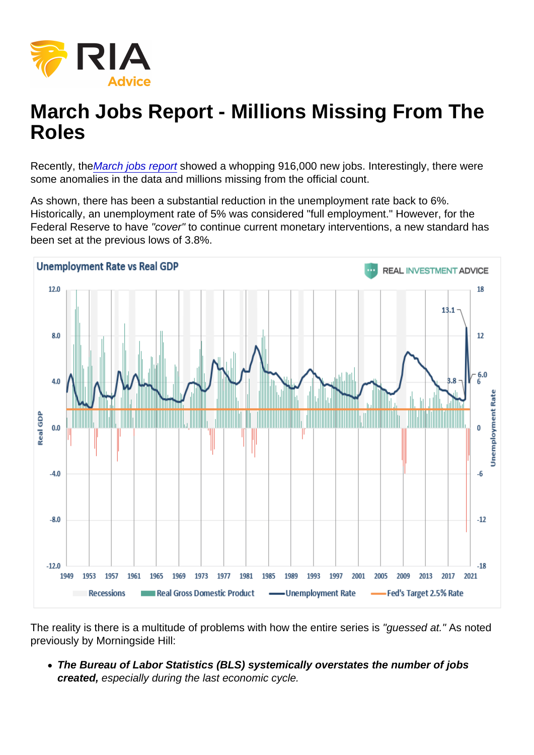# March Jobs Report - Millions Missing From The Roles

Recently, the *March jobs report* showed a whopping 916,000 new jobs. Interestingly, there were some anomalies in the data and millions missing from the official count.

As shown, there has been a substantial reduction in the unemployment rate back to 6%. Historically, an unemployment rate of 5% was considered "full employment." However, for the Federal Reserve to have *"cover"* to continue current monetary interventions, a new standard has been set at the previous lows of 3.8%.

The reality is there is a multitude of problems with how the entire series is *"guessed at."* As noted previously by Morningside Hill:

- ***The Bureau of Labor Statistics (BLS) systemically overstates the number of jobs created,*** *especially during the last economic cycle.*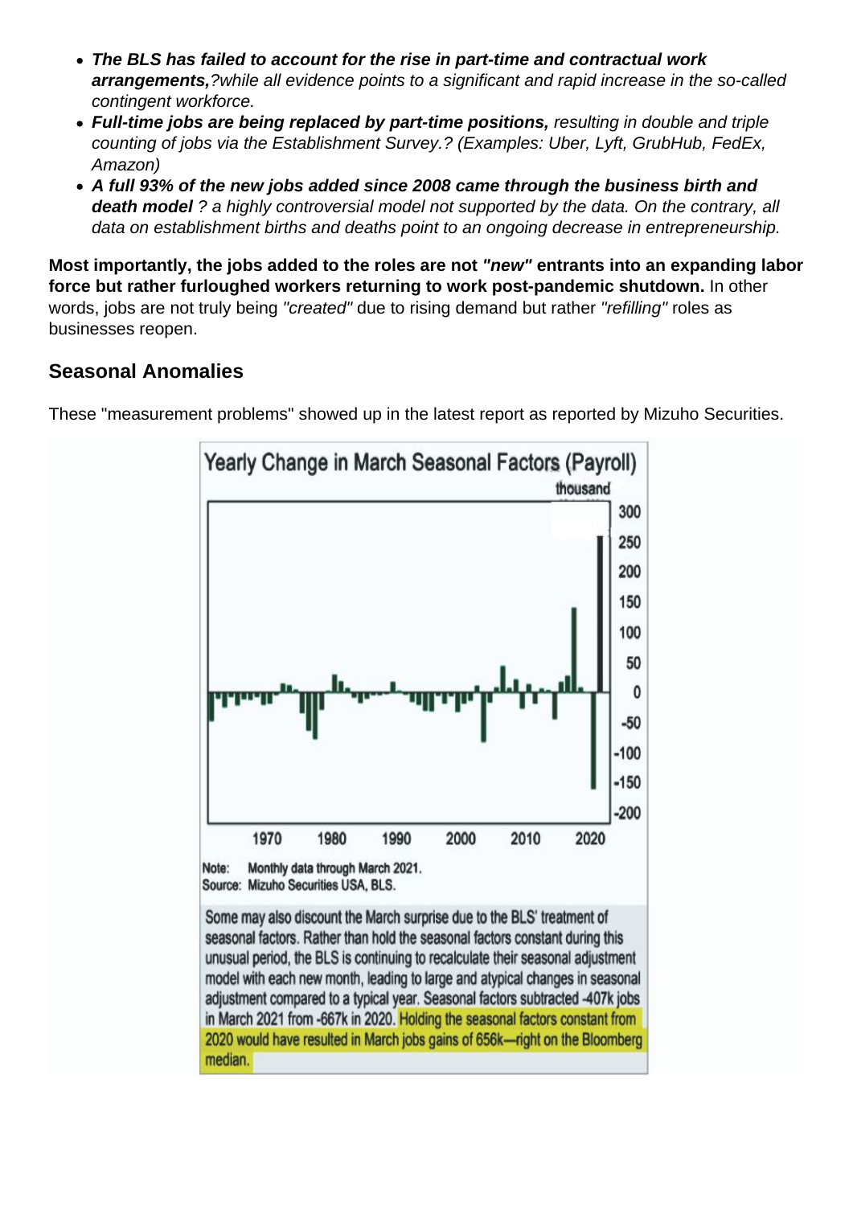- ***The BLS has failed to account for the rise in part-time and contractual work arrangements,****?while all evidence points to a significant and rapid increase in the so-called contingent workforce.*
- ***Full-time jobs are being replaced by part-time positions,*** *resulting in double and triple counting of jobs via the Establishment Survey.? (Examples: Uber, Lyft, GrubHub, FedEx, Amazon)*
- ***A full 93% of the new jobs added since 2008 came through the business birth and death model*** *? a highly controversial model not supported by the data. On the contrary, all data on establishment births and deaths point to an ongoing decrease in entrepreneurship.*

**Most importantly, the jobs added to the roles are not *"new"* entrants into an expanding labor force but rather furloughed workers returning to work post-pandemic shutdown.** In other words, jobs are not truly being *"created"* due to rising demand but rather *"refilling"* roles as businesses reopen.

## Seasonal Anomalies

These "measurement problems" showed up in the latest report as reported by Mizuho Securities.

Yearly Change in March Seasonal Factors (Payroll)

Note: Monthly data through March 2021.
Source: Mizuho Securities USA, BLS.

Some may also discount the March surprise due to the BLS' treatment of seasonal factors. Rather than hold the seasonal factors constant during this unusual period, the BLS is continuing to recalculate their seasonal adjustment model with each new month, leading to large and atypical changes in seasonal adjustment compared to a typical year. Seasonal factors subtracted -407k jobs in March 2021 from -667k in 2020. Holding the seasonal factors constant from 2020 would have resulted in March jobs gains of 656k—right on the Bloomberg median.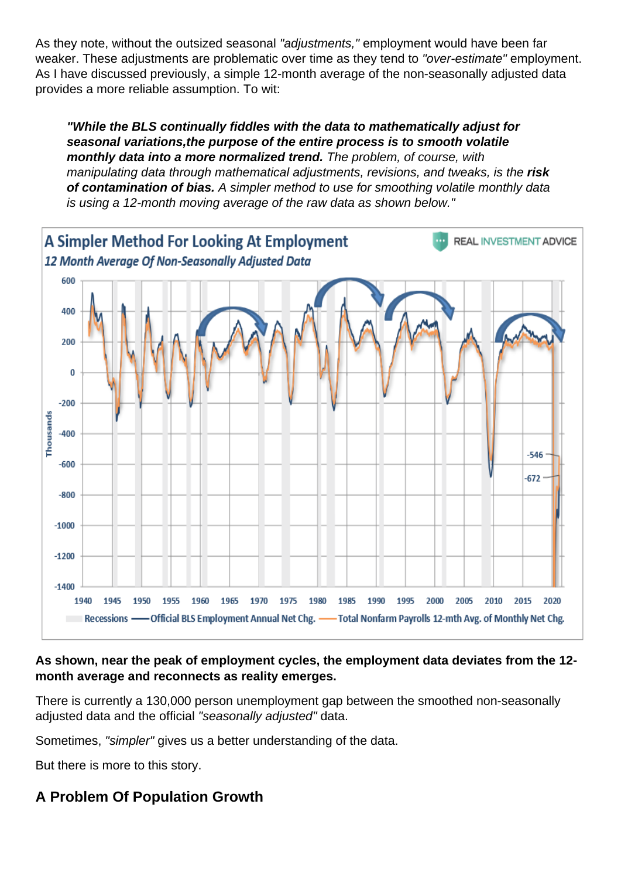As they note, without the outsized seasonal *"adjustments,"* employment would have been far weaker. These adjustments are problematic over time as they tend to *"over-estimate"* employment. As I have discussed previously, a simple 12-month average of the non-seasonally adjusted data provides a more reliable assumption. To wit:

> ***"While the BLS continually fiddles with the data to mathematically adjust for seasonal variations,the purpose of the entire process is to smooth volatile monthly data into a more normalized trend.*** *The problem, of course, with manipulating data through mathematical adjustments, revisions, and tweaks, is the* ***risk of contamination of bias.*** *A simpler method to use for smoothing volatile monthly data is using a 12-month moving average of the raw data as shown below."*

**As shown, near the peak of employment cycles, the employment data deviates from the 12-month average and reconnects as reality emerges.**

There is currently a 130,000 person unemployment gap between the smoothed non-seasonally adjusted data and the official *"seasonally adjusted"* data.

Sometimes, *"simpler"* gives us a better understanding of the data.

But there is more to this story.

## A Problem Of Population Growth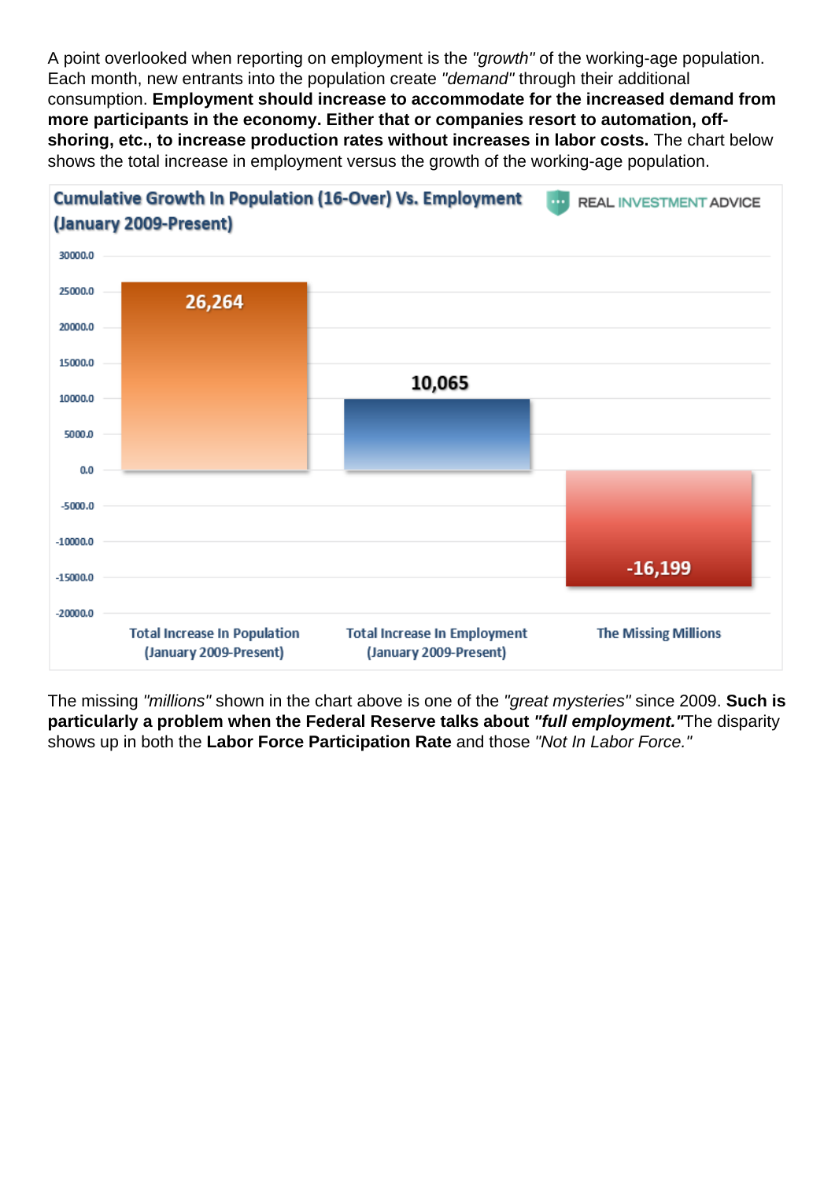A point overlooked when reporting on employment is the *"growth"* of the working-age population. Each month, new entrants into the population create *"demand"* through their additional consumption. **Employment should increase to accommodate for the increased demand from more participants in the economy. Either that or companies resort to automation, off-shoring, etc., to increase production rates without increases in labor costs.** The chart below shows the total increase in employment versus the growth of the working-age population.

**Cumulative Growth In Population (16-Over) Vs. Employment (January 2009-Present)**

| Category | Value |
| --- | --- |
| Total Increase In Population (January 2009-Present) | 26,264 |
| Total Increase In Employment (January 2009-Present) | 10,065 |
| The Missing Millions | -16,199 |

The missing *"millions"* shown in the chart above is one of the *"great mysteries"* since 2009. **Such is particularly a problem when the Federal Reserve talks about *"full employment."*** The disparity shows up in both the **Labor Force Participation Rate** and those *"Not In Labor Force."*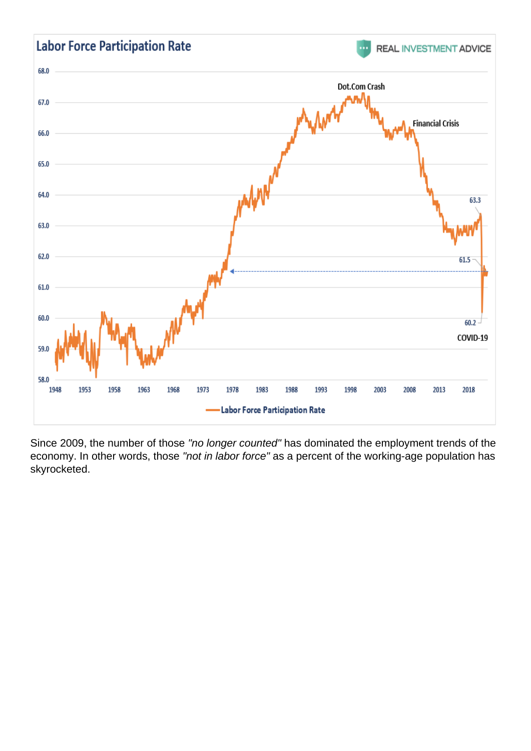Since 2009, the number of those *"no longer counted"* has dominated the employment trends of the economy. In other words, those *"not in labor force"* as a percent of the working-age population has skyrocketed.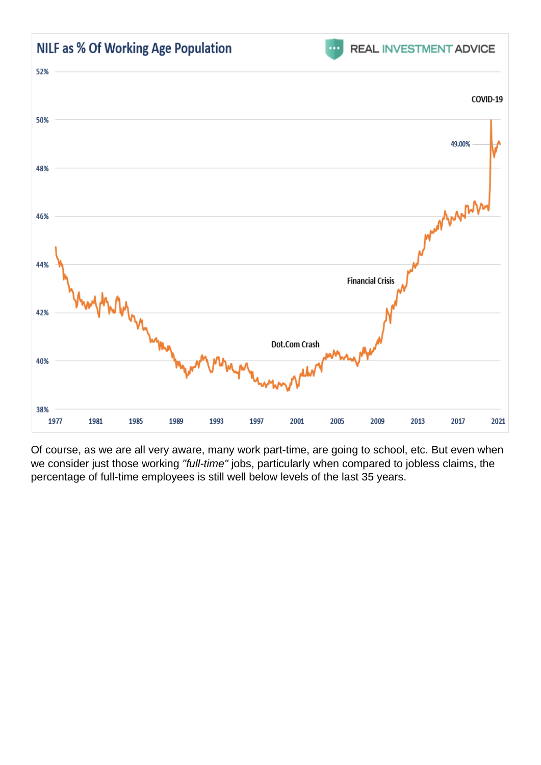**NILF as % Of Working Age Population**

Of course, as we are all very aware, many work part-time, are going to school, etc. But even when we consider just those working *"full-time"* jobs, particularly when compared to jobless claims, the percentage of full-time employees is still well below levels of the last 35 years.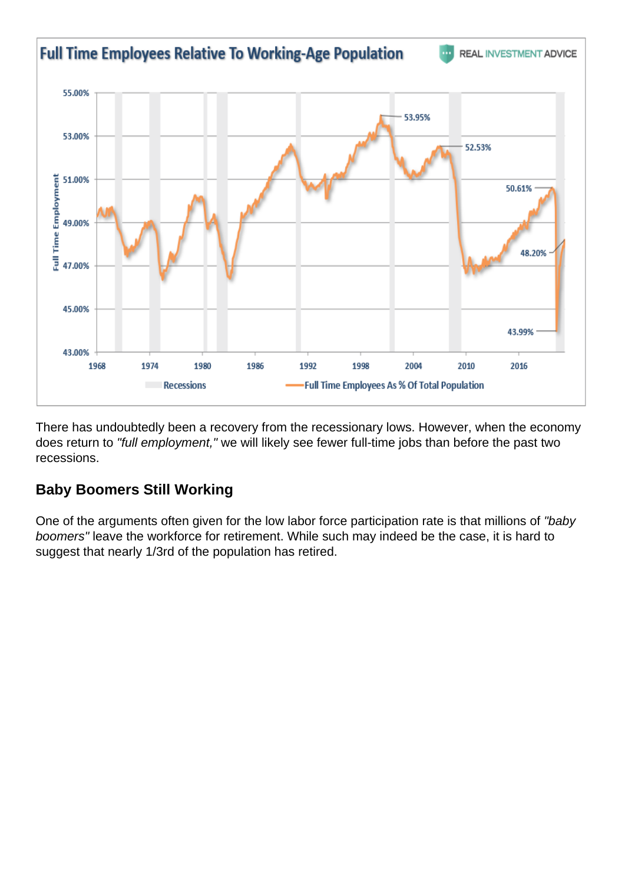There has undoubtedly been a recovery from the recessionary lows. However, when the economy does return to *"full employment,"* we will likely see fewer full-time jobs than before the past two recessions.

## Baby Boomers Still Working

One of the arguments often given for the low labor force participation rate is that millions of *"baby boomers"* leave the workforce for retirement. While such may indeed be the case, it is hard to suggest that nearly 1/3rd of the population has retired.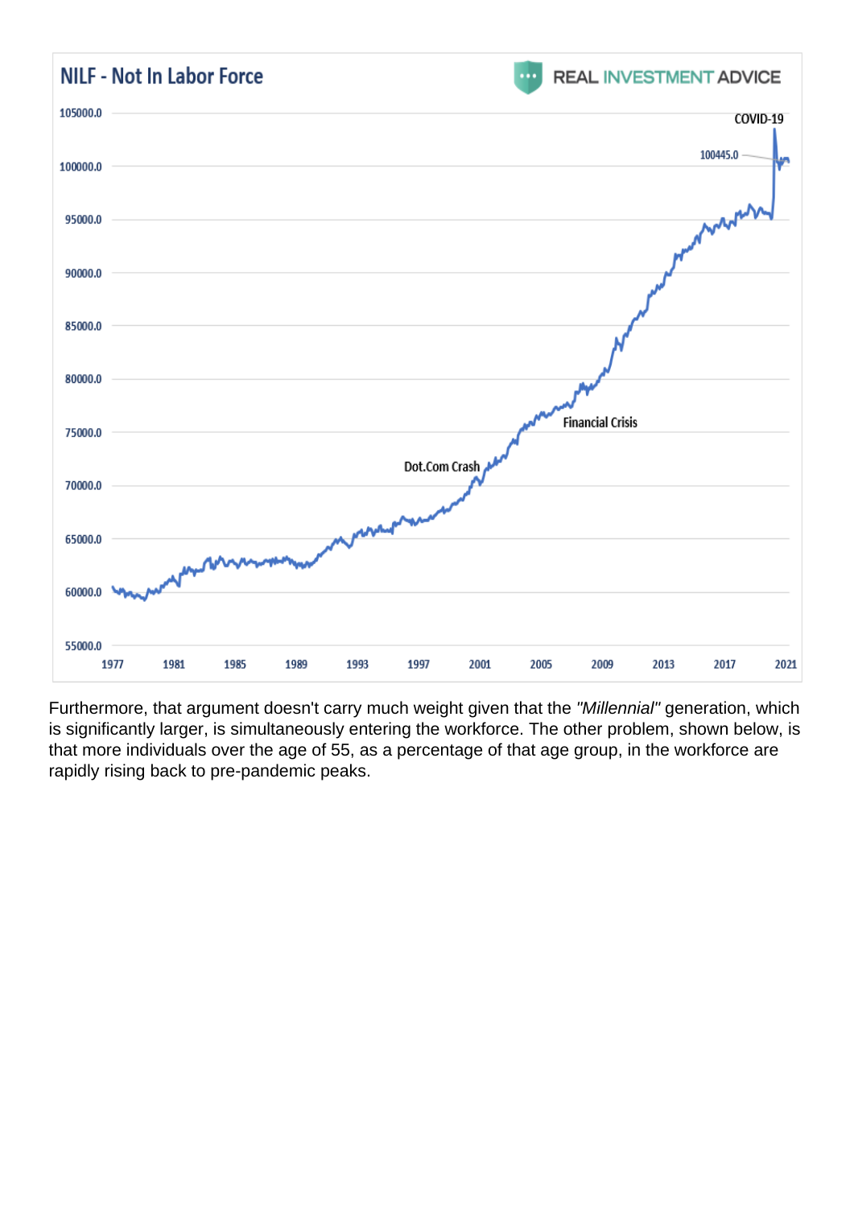Furthermore, that argument doesn't carry much weight given that the *"Millennial"* generation, which is significantly larger, is simultaneously entering the workforce. The other problem, shown below, is that more individuals over the age of 55, as a percentage of that age group, in the workforce are rapidly rising back to pre-pandemic peaks.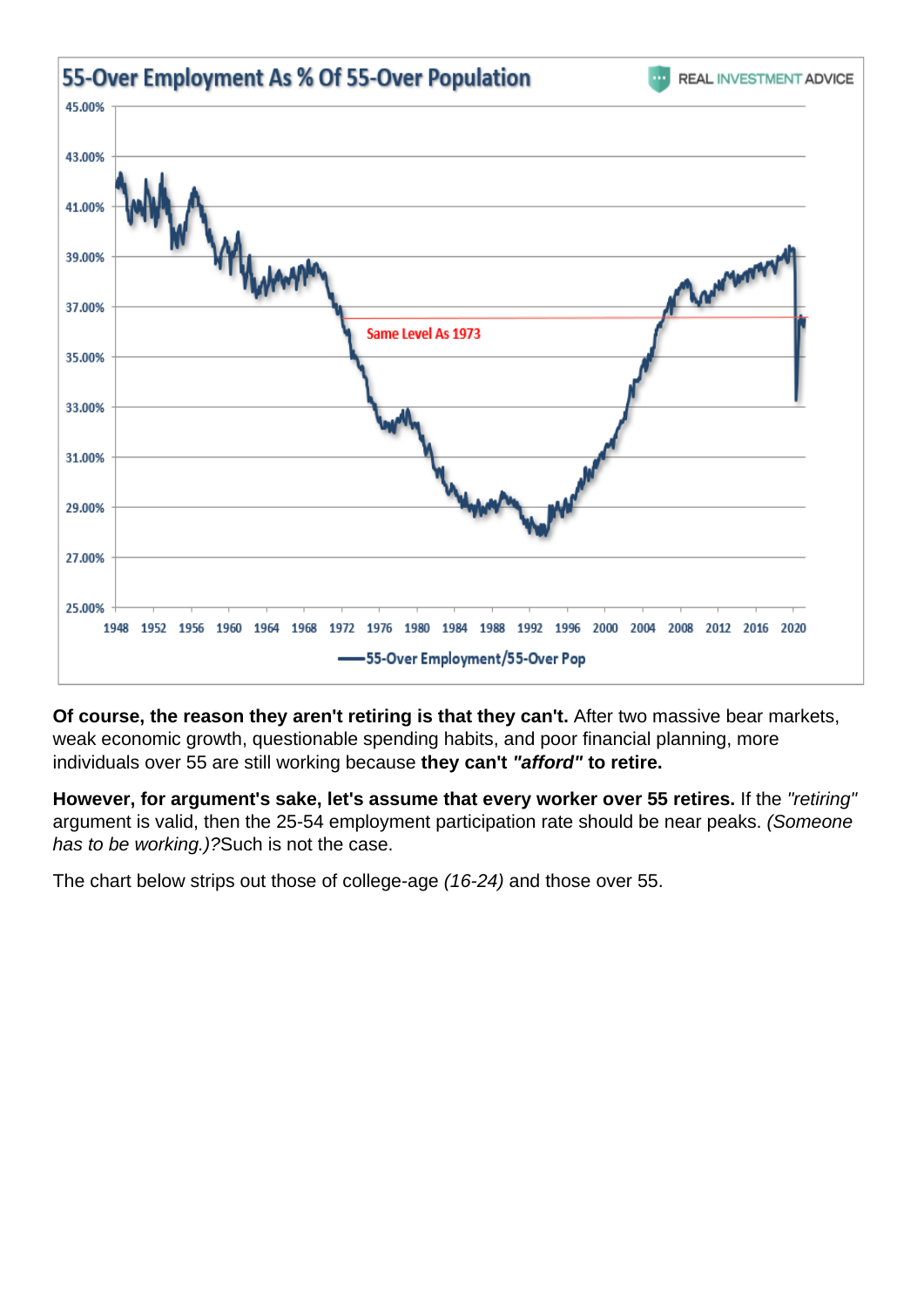**Of course, the reason they aren't retiring is that they can't.** After two massive bear markets, weak economic growth, questionable spending habits, and poor financial planning, more individuals over 55 are still working because **they can't *"afford"* to retire.**

**However, for argument's sake, let's assume that every worker over 55 retires.** If the *"retiring"* argument is valid, then the 25-54 employment participation rate should be near peaks. *(Someone has to be working.)?*Such is not the case.

The chart below strips out those of college-age *(16-24)* and those over 55.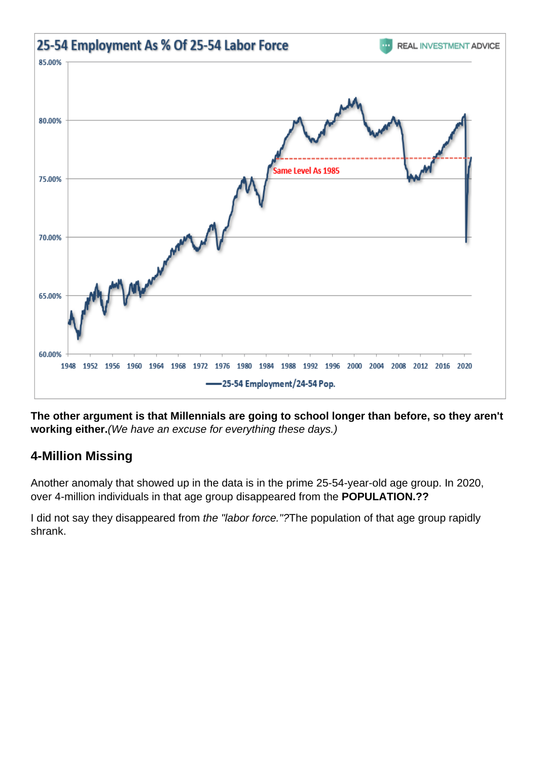**The other argument is that Millennials are going to school longer than before, so they aren't working either.***(We have an excuse for everything these days.)*

## 4-Million Missing

Another anomaly that showed up in the data is in the prime 25-54-year-old age group. In 2020, over 4-million individuals in that age group disappeared from the **POPULATION.??**

I did not say they disappeared from *the "labor force."?*The population of that age group rapidly shrank.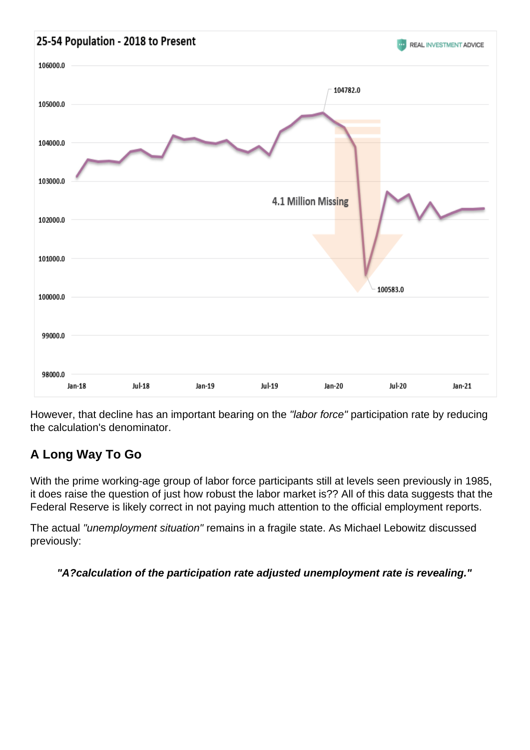However, that decline has an important bearing on the *"labor force"* participation rate by reducing the calculation's denominator.

## A Long Way To Go

With the prime working-age group of labor force participants still at levels seen previously in 1985, it does raise the question of just how robust the labor market is?? All of this data suggests that the Federal Reserve is likely correct in not paying much attention to the official employment reports.

The actual *"unemployment situation"* remains in a fragile state. As Michael Lebowitz discussed previously:

> ***"A?calculation of the participation rate adjusted unemployment rate is revealing."***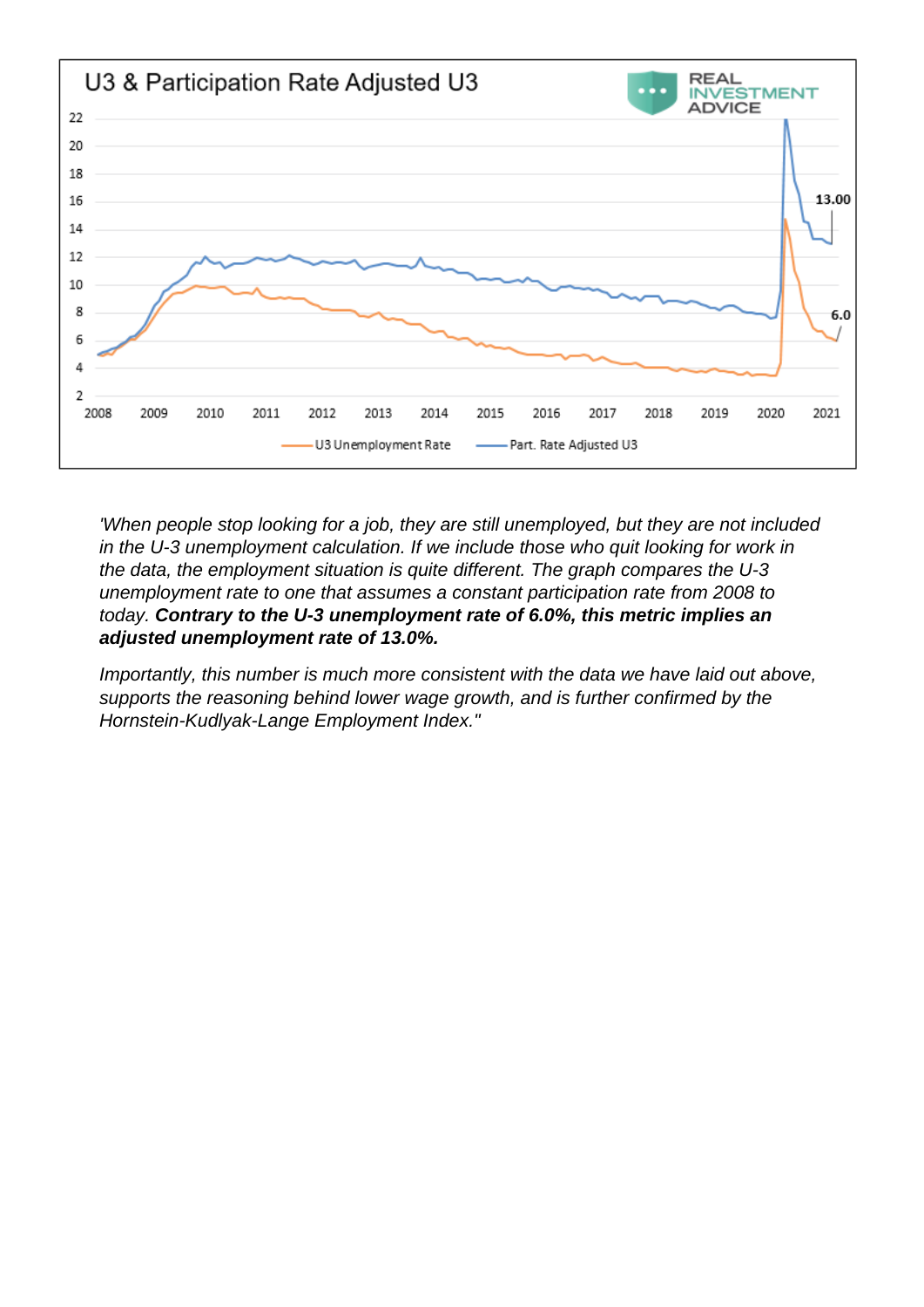U3 & Participation Rate Adjusted U3

*'When people stop looking for a job, they are still unemployed, but they are not included in the U-3 unemployment calculation. If we include those who quit looking for work in the data, the employment situation is quite different. The graph compares the U-3 unemployment rate to one that assumes a constant participation rate from 2008 to today.* ***Contrary to the U-3 unemployment rate of 6.0%, this metric implies an adjusted unemployment rate of 13.0%.***

*Importantly, this number is much more consistent with the data we have laid out above, supports the reasoning behind lower wage growth, and is further confirmed by the Hornstein-Kudlyak-Lange Employment Index."*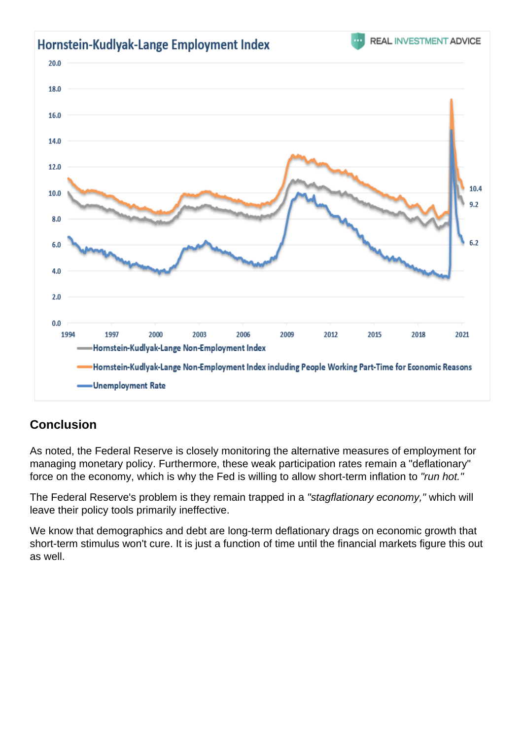Hornstein-Kudlyak-Lange Employment Index

REAL INVESTMENT ADVICE

20.0
18.0
16.0
14.0
12.0
10.0
8.0
6.0
4.0
2.0
0.0

1994 1997 2000 2003 2006 2009 2012 2015 2018 2021

10.4
9.2
6.2

Hornstein-Kudlyak-Lange Non-Employment Index
Hornstein-Kudlyak-Lange Non-Employment Index including People Working Part-Time for Economic Reasons
Unemployment Rate

## Conclusion

As noted, the Federal Reserve is closely monitoring the alternative measures of employment for managing monetary policy. Furthermore, these weak participation rates remain a "deflationary" force on the economy, which is why the Fed is willing to allow short-term inflation to *"run hot."*

The Federal Reserve's problem is they remain trapped in a *"stagflationary economy,"* which will leave their policy tools primarily ineffective.

We know that demographics and debt are long-term deflationary drags on economic growth that short-term stimulus won't cure. It is just a function of time until the financial markets figure this out as well.